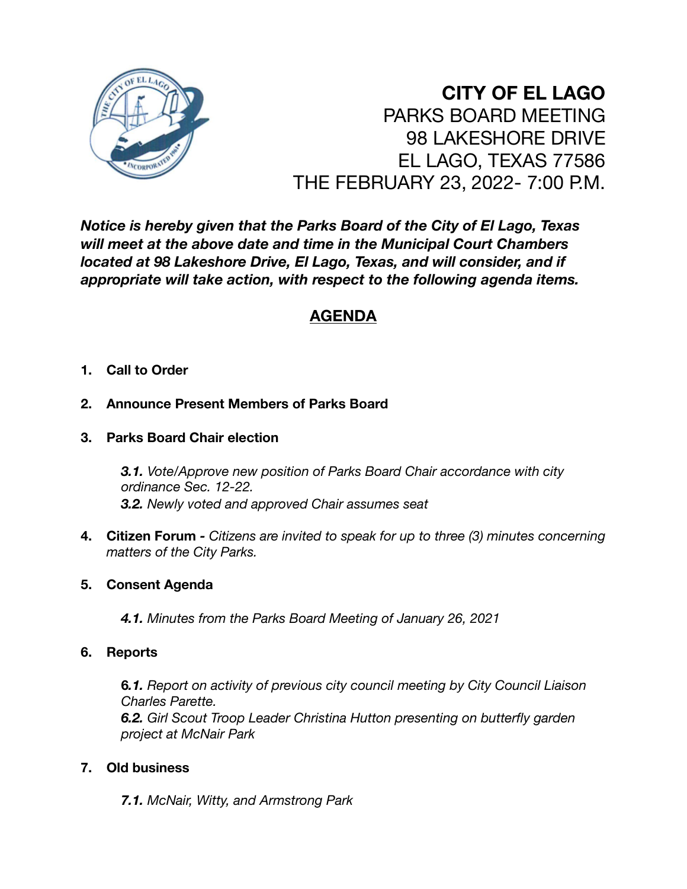# CITY OF EL LAGO

PARKS BOARD MEETING
98 LAKESHORE DRIVE
EL LAGO, TEXAS 77586
THE FEBRUARY 23, 2022- 7:00 P.M.

***Notice is hereby given that the Parks Board of the City of El Lago, Texas will meet at the above date and time in the Municipal Court Chambers located at 98 Lakeshore Drive, El Lago, Texas, and will consider, and if appropriate will take action, with respect to the following agenda items.***

## AGENDA

1. **Call to Order**

2. **Announce Present Members of Parks Board**

3. **Parks Board Chair election**

   ***3.1.*** *Vote/Approve new position of Parks Board Chair accordance with city ordinance Sec. 12-22.*
   ***3.2.*** *Newly voted and approved Chair assumes seat*

4. **Citizen Forum -** *Citizens are invited to speak for up to three (3) minutes concerning matters of the City Parks.*

5. **Consent Agenda**

   ***4.1.*** *Minutes from the Parks Board Meeting of January 26, 2021*

6. **Reports**

   ***6.1.*** *Report on activity of previous city council meeting by City Council Liaison Charles Parette.*
   ***6.2.*** *Girl Scout Troop Leader Christina Hutton presenting on butterfly garden project at McNair Park*

7. **Old business**

   ***7.1.*** *McNair, Witty, and Armstrong Park*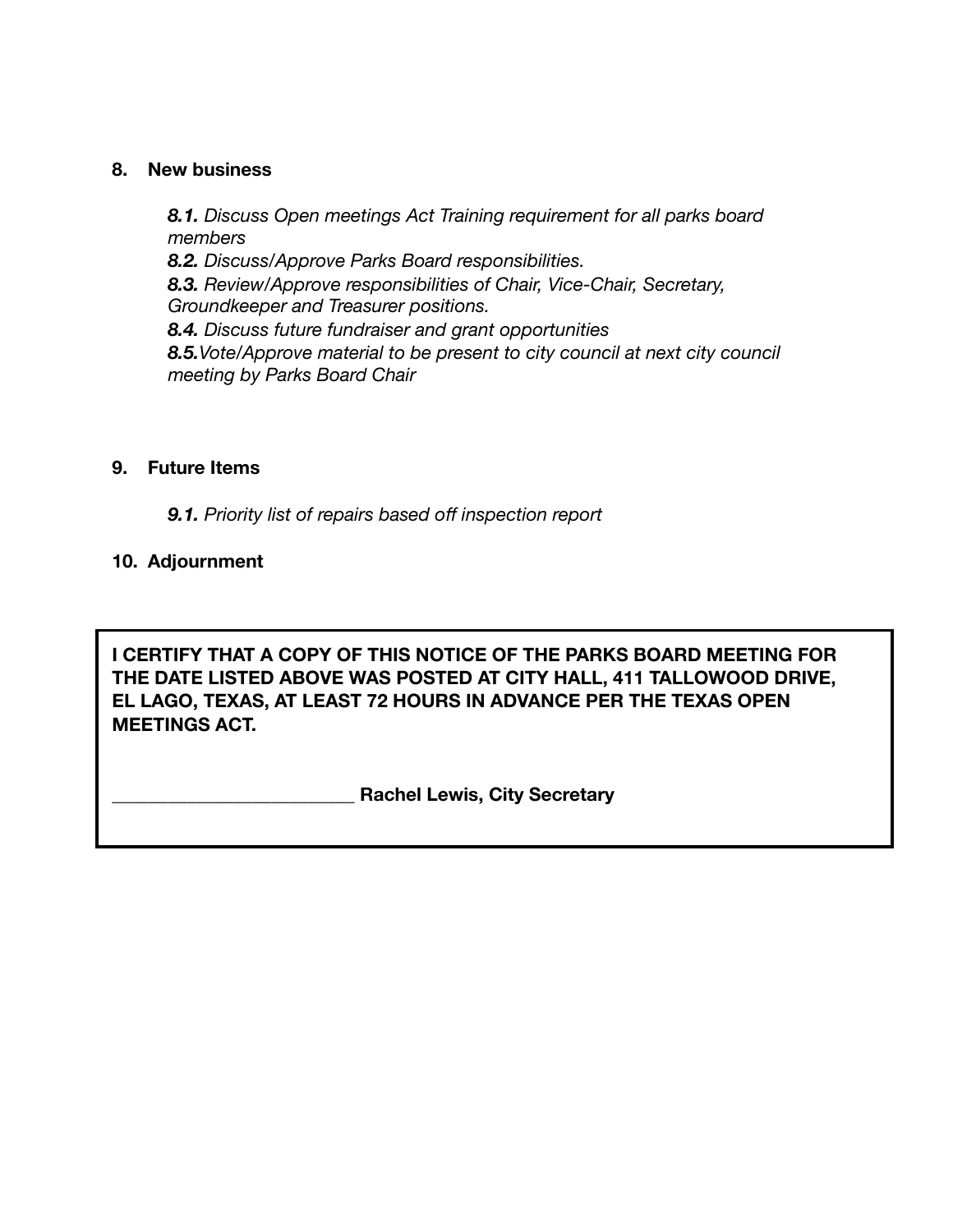8. **New business**

    ***8.1.*** *Discuss Open meetings Act Training requirement for all parks board members*
    ***8.2.*** *Discuss/Approve Parks Board responsibilities.*
    ***8.3.*** *Review/Approve responsibilities of Chair, Vice-Chair, Secretary, Groundkeeper and Treasurer positions.*
    ***8.4.*** *Discuss future fundraiser and grant opportunities*
    ***8.5.***_Vote/Approve material to be present to city council at next city council meeting by Parks Board Chair_

9. **Future Items**

    ***9.1.*** *Priority list of repairs based off inspection report*

10. **Adjournment**

**I CERTIFY THAT A COPY OF THIS NOTICE OF THE PARKS BOARD MEETING FOR THE DATE LISTED ABOVE WAS POSTED AT CITY HALL, 411 TALLOWOOD DRIVE, EL LAGO, TEXAS, AT LEAST 72 HOURS IN ADVANCE PER THE TEXAS OPEN MEETINGS ACT.**

**_________________________ Rachel Lewis, City Secretary**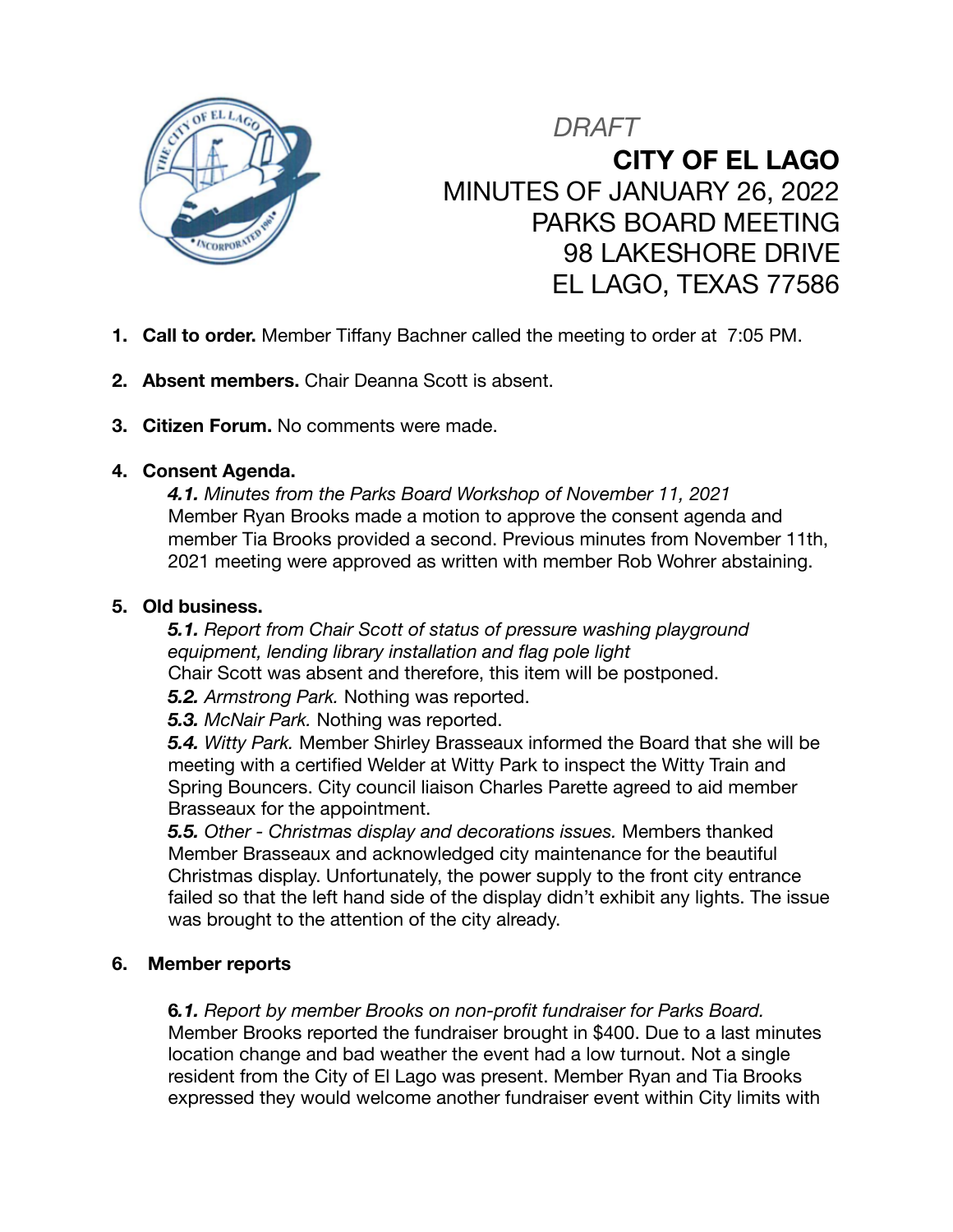*DRAFT*

# CITY OF EL LAGO

MINUTES OF JANUARY 26, 2022
PARKS BOARD MEETING
98 LAKESHORE DRIVE
EL LAGO, TEXAS 77586

1. **Call to order.** Member Tiffany Bachner called the meeting to order at 7:05 PM.

2. **Absent members.** Chair Deanna Scott is absent.

3. **Citizen Forum.** No comments were made.

4. **Consent Agenda.**

   ***4.1.*** *Minutes from the Parks Board Workshop of November 11, 2021*
   Member Ryan Brooks made a motion to approve the consent agenda and member Tia Brooks provided a second. Previous minutes from November 11th, 2021 meeting were approved as written with member Rob Wohrer abstaining.

5. **Old business.**

   ***5.1.*** *Report from Chair Scott of status of pressure washing playground equipment, lending library installation and flag pole light*
   Chair Scott was absent and therefore, this item will be postponed.

   ***5.2.*** *Armstrong Park.* Nothing was reported.

   ***5.3.*** *McNair Park.* Nothing was reported.

   ***5.4.*** *Witty Park.* Member Shirley Brasseaux informed the Board that she will be meeting with a certified Welder at Witty Park to inspect the Witty Train and Spring Bouncers. City council liaison Charles Parette agreed to aid member Brasseaux for the appointment.

   ***5.5.*** *Other - Christmas display and decorations issues.* Members thanked Member Brasseaux and acknowledged city maintenance for the beautiful Christmas display. Unfortunately, the power supply to the front city entrance failed so that the left hand side of the display didn't exhibit any lights. The issue was brought to the attention of the city already.

6. **Member reports**

   ***6.1.*** *Report by member Brooks on non-profit fundraiser for Parks Board.*
   Member Brooks reported the fundraiser brought in $400. Due to a last minutes location change and bad weather the event had a low turnout. Not a single resident from the City of El Lago was present. Member Ryan and Tia Brooks expressed they would welcome another fundraiser event within City limits with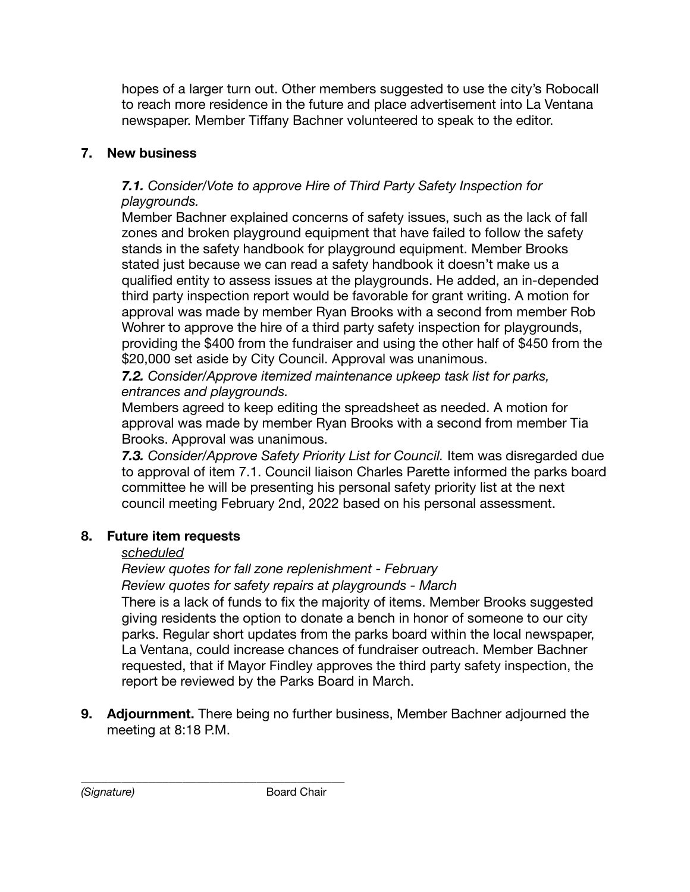hopes of a larger turn out. Other members suggested to use the city's Robocall to reach more residence in the future and place advertisement into La Ventana newspaper. Member Tiffany Bachner volunteered to speak to the editor.

**7. New business**

***7.1.*** *Consider/Vote to approve Hire of Third Party Safety Inspection for playgrounds.*
Member Bachner explained concerns of safety issues, such as the lack of fall zones and broken playground equipment that have failed to follow the safety stands in the safety handbook for playground equipment. Member Brooks stated just because we can read a safety handbook it doesn't make us a qualified entity to assess issues at the playgrounds. He added, an in-depended third party inspection report would be favorable for grant writing. A motion for approval was made by member Ryan Brooks with a second from member Rob Wohrer to approve the hire of a third party safety inspection for playgrounds, providing the $400 from the fundraiser and using the other half of $450 from the $20,000 set aside by City Council. Approval was unanimous.

***7.2.*** *Consider/Approve itemized maintenance upkeep task list for parks, entrances and playgrounds.*
Members agreed to keep editing the spreadsheet as needed. A motion for approval was made by member Ryan Brooks with a second from member Tia Brooks. Approval was unanimous.

***7.3.*** *Consider/Approve Safety Priority List for Council.* Item was disregarded due to approval of item 7.1. Council liaison Charles Parette informed the parks board committee he will be presenting his personal safety priority list at the next council meeting February 2nd, 2022 based on his personal assessment.

**8. Future item requests**

*scheduled*

*Review quotes for fall zone replenishment - February*

*Review quotes for safety repairs at playgrounds - March*

There is a lack of funds to fix the majority of items. Member Brooks suggested giving residents the option to donate a bench in honor of someone to our city parks. Regular short updates from the parks board within the local newspaper, La Ventana, could increase chances of fundraiser outreach. Member Bachner requested, that if Mayor Findley approves the third party safety inspection, the report be reviewed by the Parks Board in March.

**9. Adjournment.** There being no further business, Member Bachner adjourned the meeting at 8:18 P.M.

\_\_\_\_\_\_\_\_\_\_\_\_\_\_\_\_\_\_\_\_\_\_\_\_\_\_\_\_\_\_\_\_\_\_\_\_\_\_\_\_

*(Signature)* Board Chair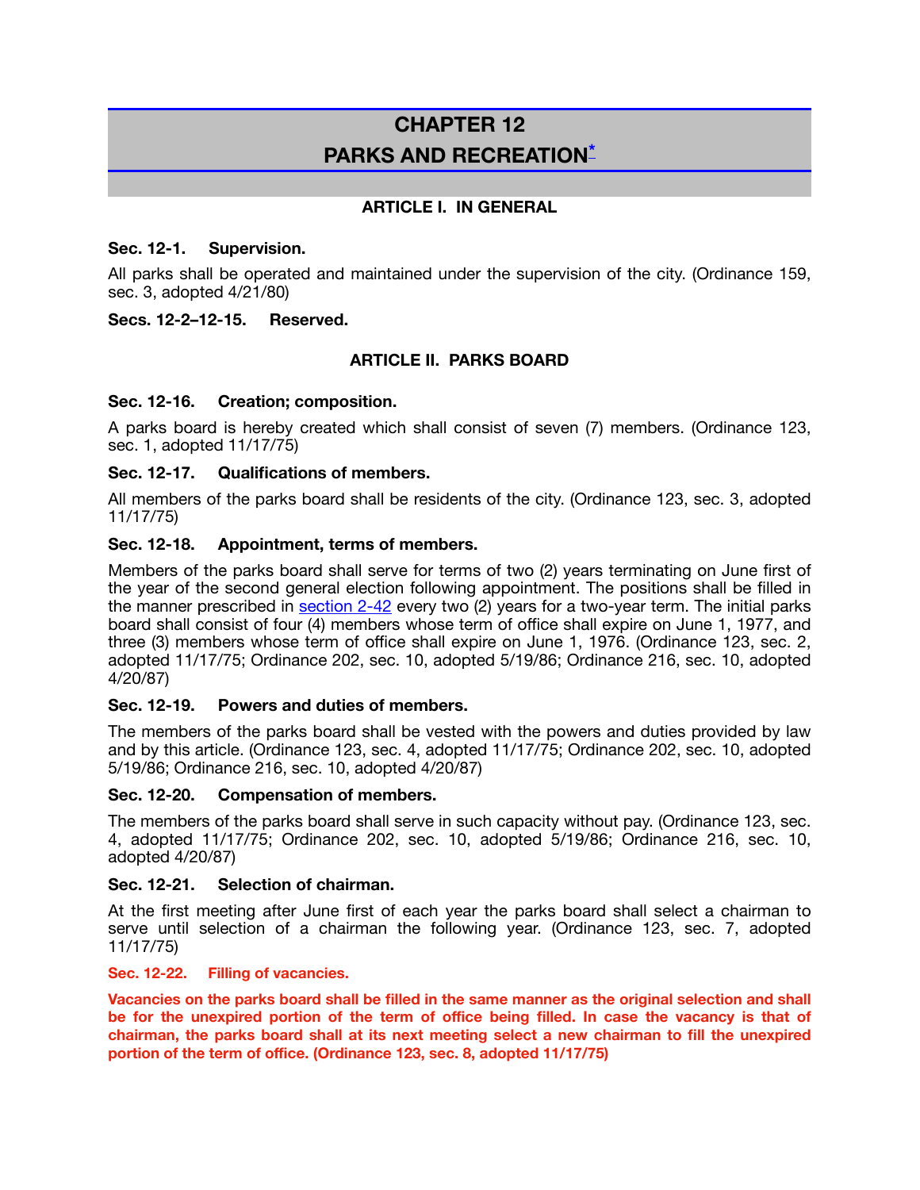# CHAPTER 12
# PARKS AND RECREATION*

## ARTICLE I. IN GENERAL

**Sec. 12-1. Supervision.**

All parks shall be operated and maintained under the supervision of the city. (Ordinance 159, sec. 3, adopted 4/21/80)

**Secs. 12-2–12-15. Reserved.**

## ARTICLE II. PARKS BOARD

**Sec. 12-16. Creation; composition.**

A parks board is hereby created which shall consist of seven (7) members. (Ordinance 123, sec. 1, adopted 11/17/75)

**Sec. 12-17. Qualifications of members.**

All members of the parks board shall be residents of the city. (Ordinance 123, sec. 3, adopted 11/17/75)

**Sec. 12-18. Appointment, terms of members.**

Members of the parks board shall serve for terms of two (2) years terminating on June first of the year of the second general election following appointment. The positions shall be filled in the manner prescribed in section 2-42 every two (2) years for a two-year term. The initial parks board shall consist of four (4) members whose term of office shall expire on June 1, 1977, and three (3) members whose term of office shall expire on June 1, 1976. (Ordinance 123, sec. 2, adopted 11/17/75; Ordinance 202, sec. 10, adopted 5/19/86; Ordinance 216, sec. 10, adopted 4/20/87)

**Sec. 12-19. Powers and duties of members.**

The members of the parks board shall be vested with the powers and duties provided by law and by this article. (Ordinance 123, sec. 4, adopted 11/17/75; Ordinance 202, sec. 10, adopted 5/19/86; Ordinance 216, sec. 10, adopted 4/20/87)

**Sec. 12-20. Compensation of members.**

The members of the parks board shall serve in such capacity without pay. (Ordinance 123, sec. 4, adopted 11/17/75; Ordinance 202, sec. 10, adopted 5/19/86; Ordinance 216, sec. 10, adopted 4/20/87)

**Sec. 12-21. Selection of chairman.**

At the first meeting after June first of each year the parks board shall select a chairman to serve until selection of a chairman the following year. (Ordinance 123, sec. 7, adopted 11/17/75)

**Sec. 12-22. Filling of vacancies.**

**Vacancies on the parks board shall be filled in the same manner as the original selection and shall be for the unexpired portion of the term of office being filled. In case the vacancy is that of chairman, the parks board shall at its next meeting select a new chairman to fill the unexpired portion of the term of office. (Ordinance 123, sec. 8, adopted 11/17/75)**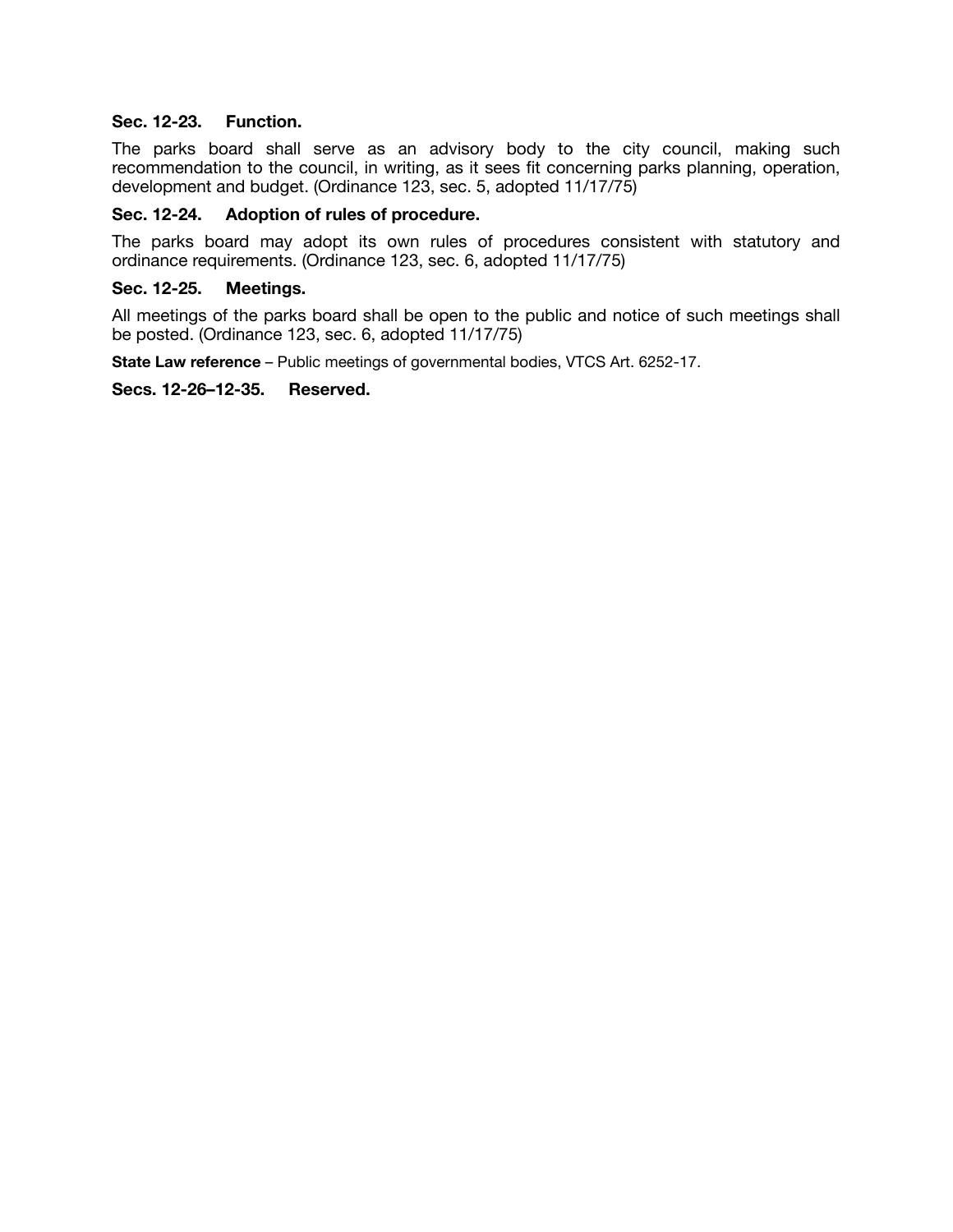### Sec. 12-23. Function.

The parks board shall serve as an advisory body to the city council, making such recommendation to the council, in writing, as it sees fit concerning parks planning, operation, development and budget. (Ordinance 123, sec. 5, adopted 11/17/75)

### Sec. 12-24. Adoption of rules of procedure.

The parks board may adopt its own rules of procedures consistent with statutory and ordinance requirements. (Ordinance 123, sec. 6, adopted 11/17/75)

### Sec. 12-25. Meetings.

All meetings of the parks board shall be open to the public and notice of such meetings shall be posted. (Ordinance 123, sec. 6, adopted 11/17/75)

**State Law reference** – Public meetings of governmental bodies, VTCS Art. 6252-17.

### Secs. 12-26–12-35. Reserved.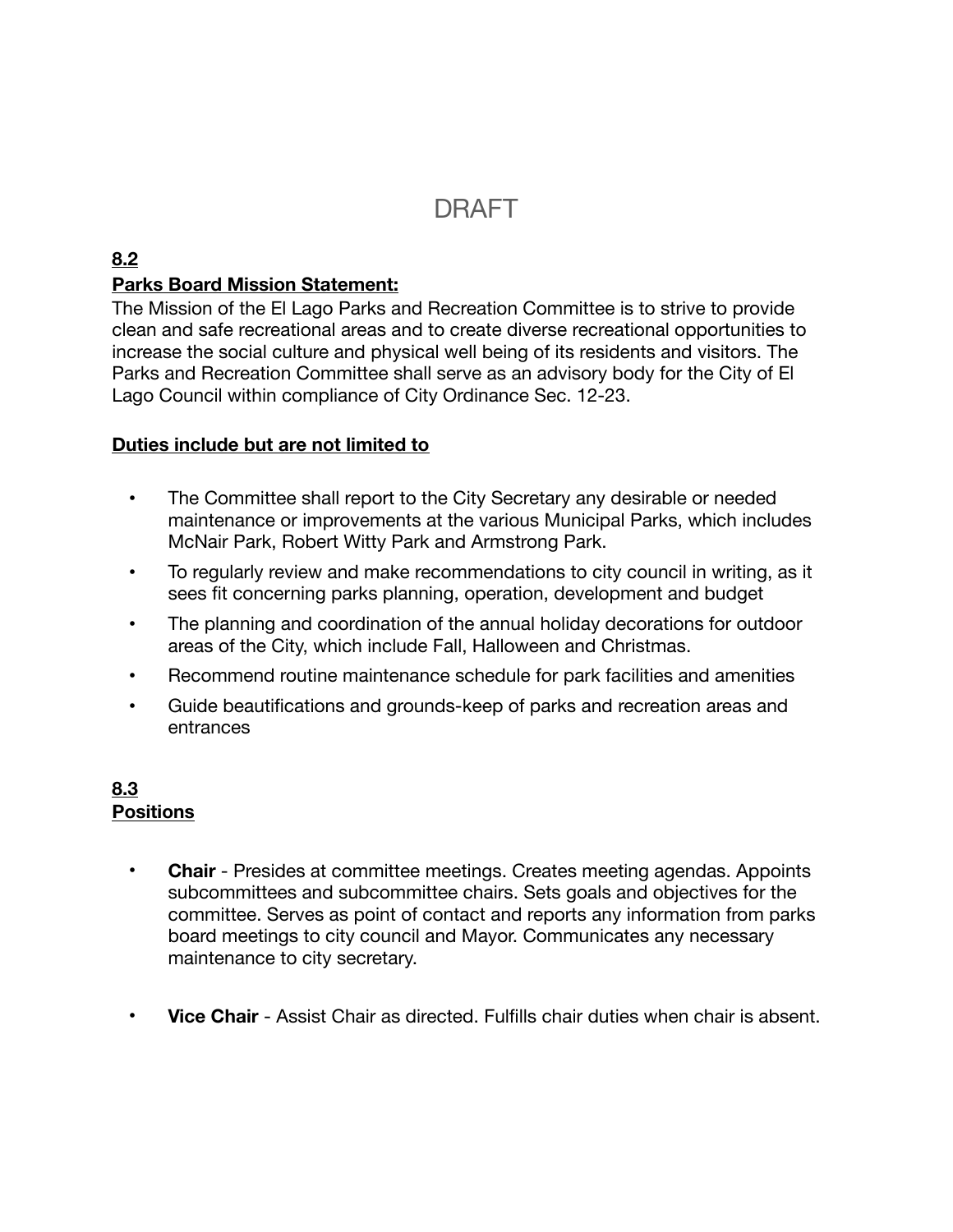# DRAFT

**8.2**

**Parks Board Mission Statement:**

The Mission of the El Lago Parks and Recreation Committee is to strive to provide clean and safe recreational areas and to create diverse recreational opportunities to increase the social culture and physical well being of its residents and visitors. The Parks and Recreation Committee shall serve as an advisory body for the City of El Lago Council within compliance of City Ordinance Sec. 12-23.

**Duties include but are not limited to**

- The Committee shall report to the City Secretary any desirable or needed maintenance or improvements at the various Municipal Parks, which includes McNair Park, Robert Witty Park and Armstrong Park.
- To regularly review and make recommendations to city council in writing, as it sees fit concerning parks planning, operation, development and budget
- The planning and coordination of the annual holiday decorations for outdoor areas of the City, which include Fall, Halloween and Christmas.
- Recommend routine maintenance schedule for park facilities and amenities
- Guide beautifications and grounds-keep of parks and recreation areas and entrances

**8.3**

**Positions**

- **Chair** - Presides at committee meetings. Creates meeting agendas. Appoints subcommittees and subcommittee chairs. Sets goals and objectives for the committee. Serves as point of contact and reports any information from parks board meetings to city council and Mayor. Communicates any necessary maintenance to city secretary.
- **Vice Chair** - Assist Chair as directed. Fulfills chair duties when chair is absent.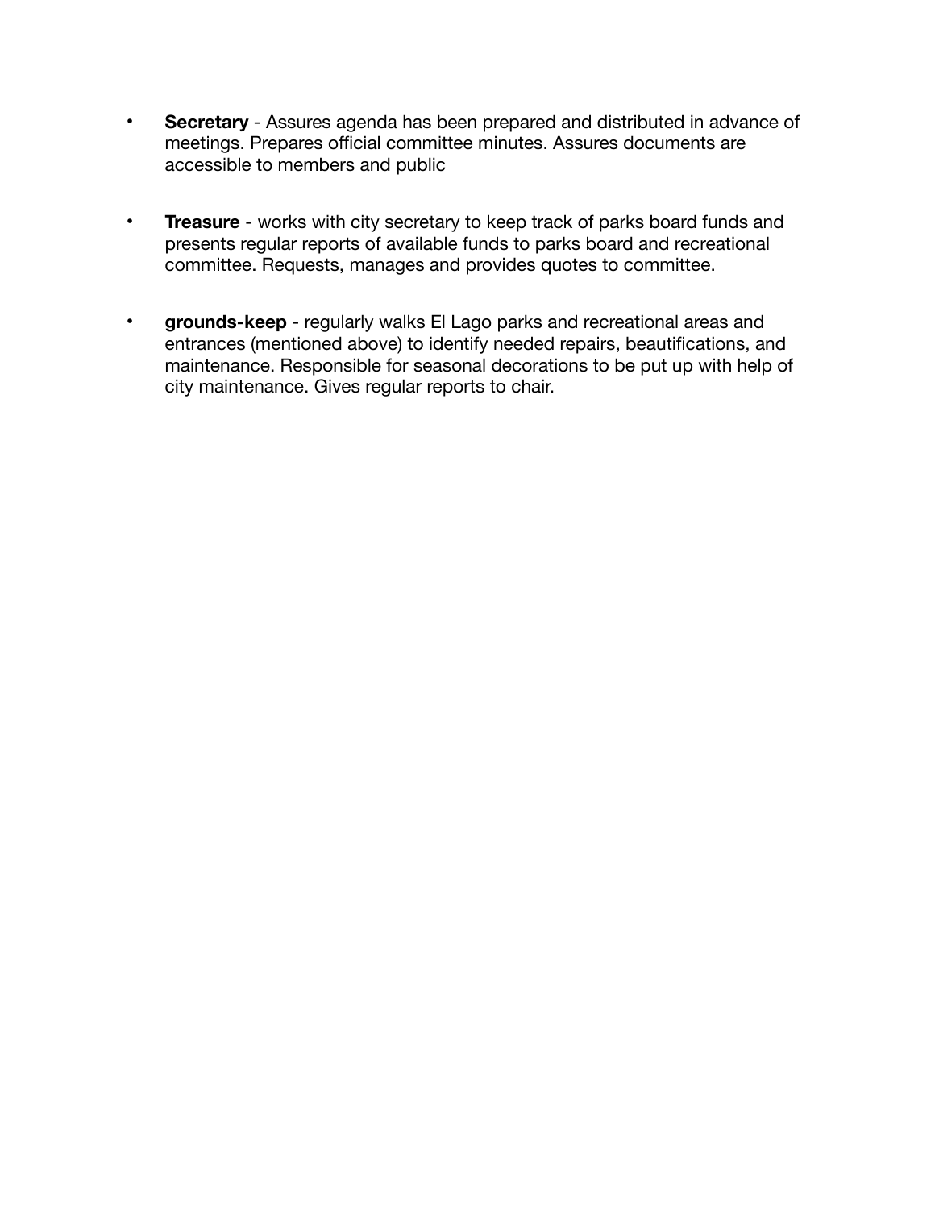- **Secretary** - Assures agenda has been prepared and distributed in advance of meetings. Prepares official committee minutes. Assures documents are accessible to members and public

- **Treasure** - works with city secretary to keep track of parks board funds and presents regular reports of available funds to parks board and recreational committee. Requests, manages and provides quotes to committee.

- **grounds-keep** - regularly walks El Lago parks and recreational areas and entrances (mentioned above) to identify needed repairs, beautifications, and maintenance. Responsible for seasonal decorations to be put up with help of city maintenance. Gives regular reports to chair.